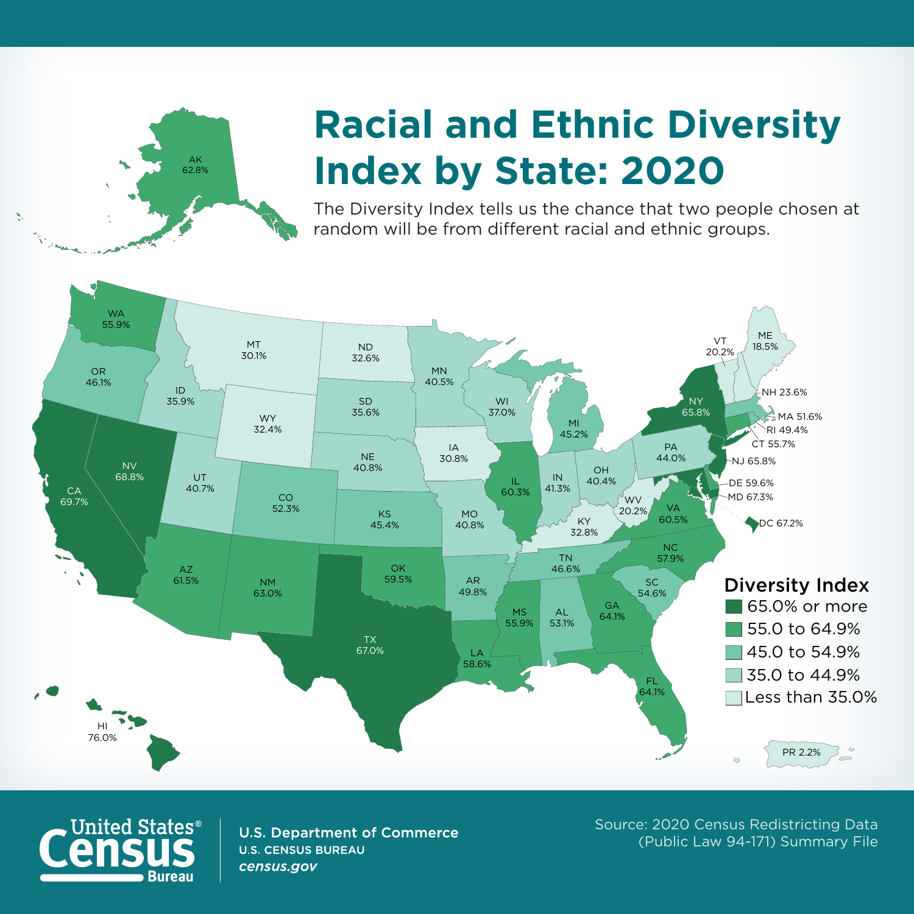# Racial and Ethnic Diversity Index by State: 2020

The Diversity Index tells us the chance that two people chosen at random will be from different racial and ethnic groups.

| State | Diversity Index |
| --- | --- |
| AK | 62.8% |
| WA | 55.9% |
| OR | 46.1% |
| CA | 69.7% |
| NV | 68.8% |
| ID | 35.9% |
| MT | 30.1% |
| WY | 32.4% |
| UT | 40.7% |
| AZ | 61.5% |
| CO | 52.3% |
| NM | 63.0% |
| ND | 32.6% |
| SD | 35.6% |
| NE | 40.8% |
| KS | 45.4% |
| OK | 59.5% |
| TX | 67.0% |
| MN | 40.5% |
| IA | 30.8% |
| MO | 40.8% |
| AR | 49.8% |
| LA | 58.6% |
| WI | 37.0% |
| IL | 60.3% |
| MI | 45.2% |
| IN | 41.3% |
| OH | 40.4% |
| KY | 32.8% |
| TN | 46.6% |
| MS | 55.9% |
| AL | 53.1% |
| GA | 64.1% |
| FL | 64.1% |
| SC | 54.6% |
| NC | 57.9% |
| VA | 60.5% |
| WV | 20.2% |
| PA | 44.0% |
| NY | 65.8% |
| VT | 20.2% |
| ME | 18.5% |
| NH | 23.6% |
| MA | 51.6% |
| RI | 49.4% |
| CT | 55.7% |
| NJ | 65.8% |
| DE | 59.6% |
| MD | 67.3% |
| DC | 67.2% |
| HI | 76.0% |
| PR | 2.2% |

**Diversity Index**

- 65.0% or more
- 55.0 to 64.9%
- 45.0 to 54.9%
- 35.0 to 44.9%
- Less than 35.0%

United States® Census Bureau

U.S. Department of Commerce
U.S. CENSUS BUREAU
*census.gov*

Source: 2020 Census Redistricting Data (Public Law 94-171) Summary File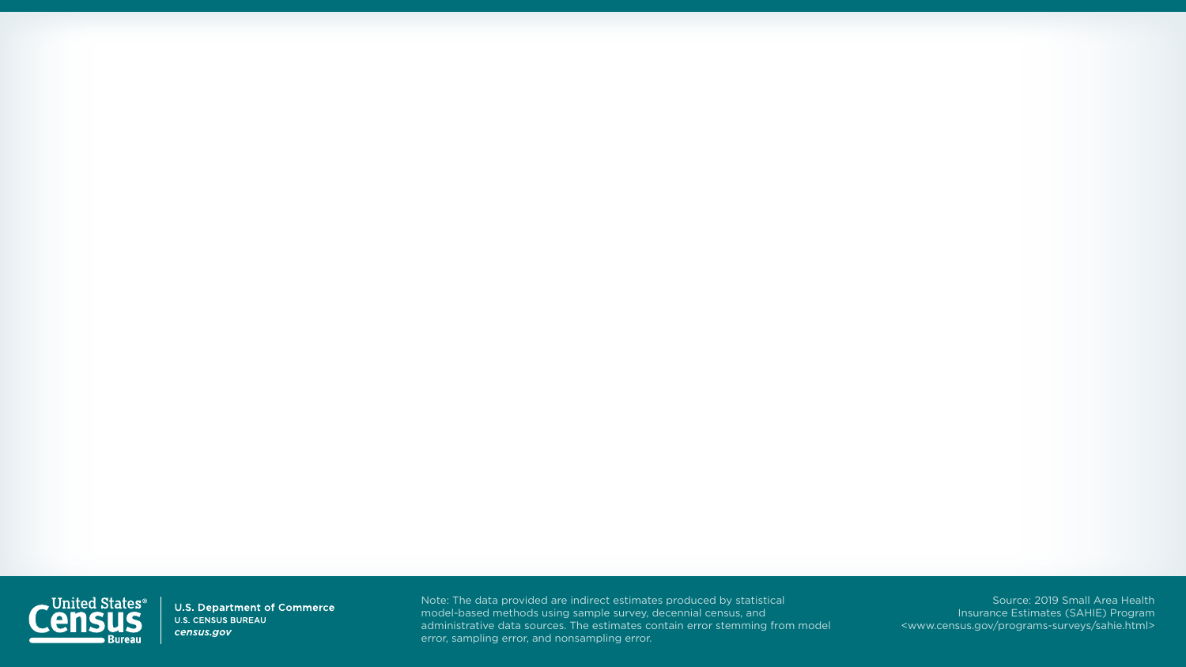Note: The data provided are indirect estimates produced by statistical model-based methods using sample survey, decennial census, and administrative data sources. The estimates contain error stemming from model error, sampling error, and nonsampling error.

Source: 2019 Small Area Health Insurance Estimates (SAHIE) Program <www.census.gov/programs-surveys/sahie.html>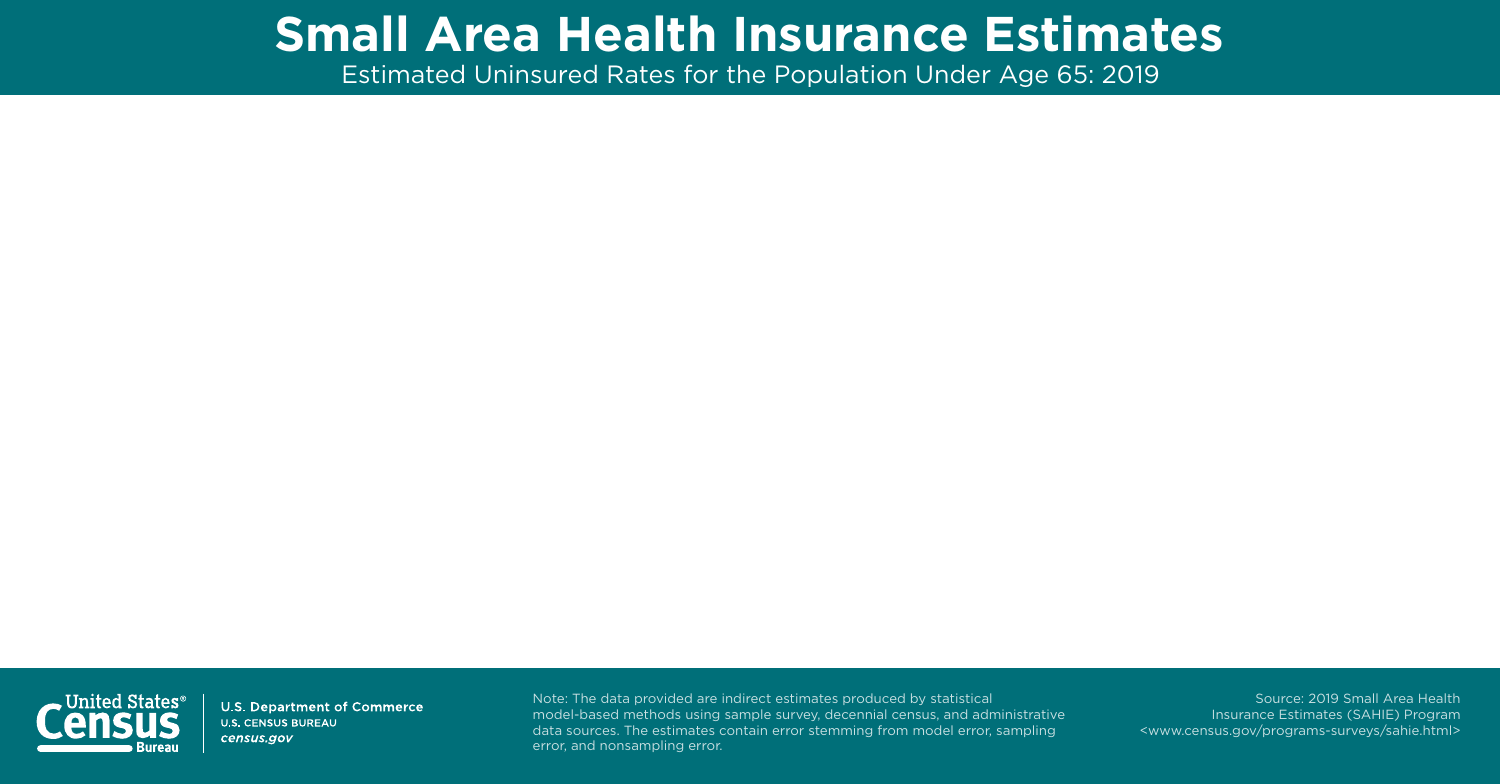# Small Area Health Insurance Estimates

Estimated Uninsured Rates for the Population Under Age 65: 2019

United States® Census Bureau

U.S. Department of Commerce
U.S. CENSUS BUREAU
*census.gov*

Note: The data provided are indirect estimates produced by statistical model-based methods using sample survey, decennial census, and administrative data sources. The estimates contain error stemming from model error, sampling error, and nonsampling error.

Source: 2019 Small Area Health Insurance Estimates (SAHIE) Program <www.census.gov/programs-surveys/sahie.html>